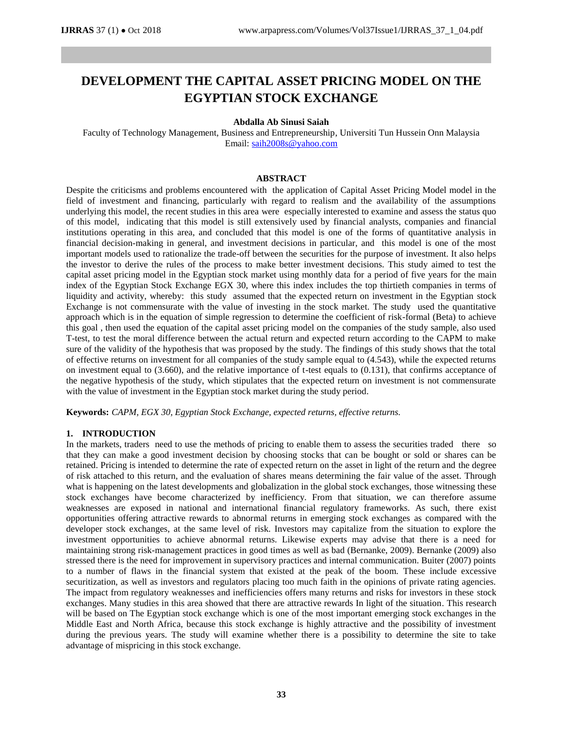# DEVELOPMENT THE CAPITAL ASSET PRICING MODEL ON THE EGYPTIAN STOCK EXCHANGE

**Abdalla Ab Sinusi Saiah**

Faculty of Technology Management, Business and Entrepreneurship, Universiti Tun Hussein Onn Malaysia
Email: saih2008s@yahoo.com

## ABSTRACT

Despite the criticisms and problems encountered with the application of Capital Asset Pricing Model model in the field of investment and financing, particularly with regard to realism and the availability of the assumptions underlying this model, the recent studies in this area were especially interested to examine and assess the status quo of this model, indicating that this model is still extensively used by financial analysts, companies and financial institutions operating in this area, and concluded that this model is one of the forms of quantitative analysis in financial decision-making in general, and investment decisions in particular, and this model is one of the most important models used to rationalize the trade-off between the securities for the purpose of investment. It also helps the investor to derive the rules of the process to make better investment decisions. This study aimed to test the capital asset pricing model in the Egyptian stock market using monthly data for a period of five years for the main index of the Egyptian Stock Exchange EGX 30, where this index includes the top thirtieth companies in terms of liquidity and activity, whereby: this study assumed that the expected return on investment in the Egyptian stock Exchange is not commensurate with the value of investing in the stock market. The study used the quantitative approach which is in the equation of simple regression to determine the coefficient of risk-formal (Beta) to achieve this goal , then used the equation of the capital asset pricing model on the companies of the study sample, also used T-test, to test the moral difference between the actual return and expected return according to the CAPM to make sure of the validity of the hypothesis that was proposed by the study. The findings of this study shows that the total of effective returns on investment for all companies of the study sample equal to (4.543), while the expected returns on investment equal to (3.660), and the relative importance of t-test equals to (0.131), that confirms acceptance of the negative hypothesis of the study, which stipulates that the expected return on investment is not commensurate with the value of investment in the Egyptian stock market during the study period.

**Keywords:** *CAPM, EGX 30, Egyptian Stock Exchange, expected returns, effective returns.*

## 1. INTRODUCTION

In the markets, traders need to use the methods of pricing to enable them to assess the securities traded there so that they can make a good investment decision by choosing stocks that can be bought or sold or shares can be retained. Pricing is intended to determine the rate of expected return on the asset in light of the return and the degree of risk attached to this return, and the evaluation of shares means determining the fair value of the asset. Through what is happening on the latest developments and globalization in the global stock exchanges, those witnessing these stock exchanges have become characterized by inefficiency. From that situation, we can therefore assume weaknesses are exposed in national and international financial regulatory frameworks. As such, there exist opportunities offering attractive rewards to abnormal returns in emerging stock exchanges as compared with the developer stock exchanges, at the same level of risk. Investors may capitalize from the situation to explore the investment opportunities to achieve abnormal returns. Likewise experts may advise that there is a need for maintaining strong risk-management practices in good times as well as bad (Bernanke, 2009). Bernanke (2009) also stressed there is the need for improvement in supervisory practices and internal communication. Buiter (2007) points to a number of flaws in the financial system that existed at the peak of the boom. These include excessive securitization, as well as investors and regulators placing too much faith in the opinions of private rating agencies. The impact from regulatory weaknesses and inefficiencies offers many returns and risks for investors in these stock exchanges. Many studies in this area showed that there are attractive rewards In light of the situation. This research will be based on The Egyptian stock exchange which is one of the most important emerging stock exchanges in the Middle East and North Africa, because this stock exchange is highly attractive and the possibility of investment during the previous years. The study will examine whether there is a possibility to determine the site to take advantage of mispricing in this stock exchange.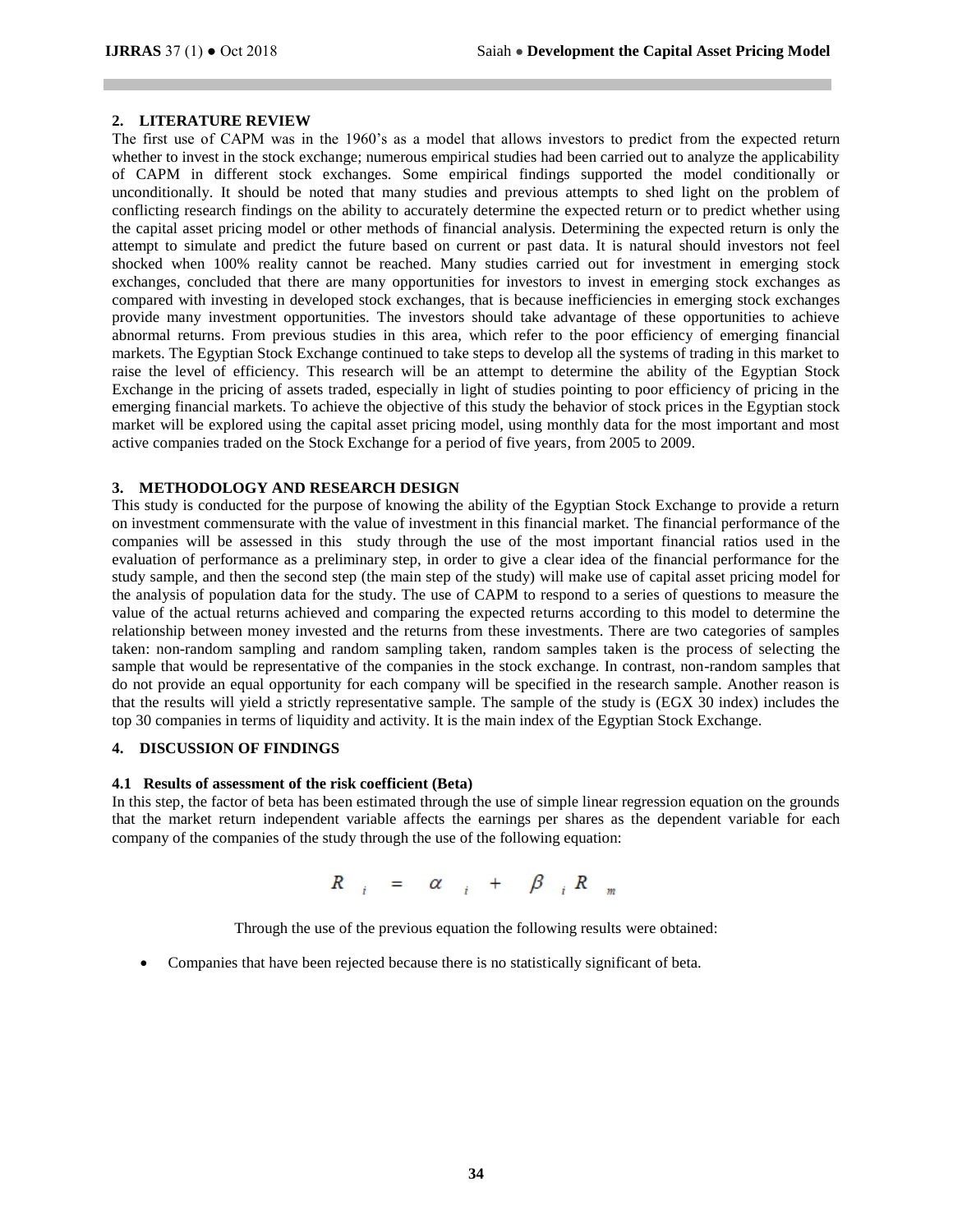## 2. LITERATURE REVIEW

The first use of CAPM was in the 1960's as a model that allows investors to predict from the expected return whether to invest in the stock exchange; numerous empirical studies had been carried out to analyze the applicability of CAPM in different stock exchanges. Some empirical findings supported the model conditionally or unconditionally. It should be noted that many studies and previous attempts to shed light on the problem of conflicting research findings on the ability to accurately determine the expected return or to predict whether using the capital asset pricing model or other methods of financial analysis. Determining the expected return is only the attempt to simulate and predict the future based on current or past data. It is natural should investors not feel shocked when 100% reality cannot be reached. Many studies carried out for investment in emerging stock exchanges, concluded that there are many opportunities for investors to invest in emerging stock exchanges as compared with investing in developed stock exchanges, that is because inefficiencies in emerging stock exchanges provide many investment opportunities. The investors should take advantage of these opportunities to achieve abnormal returns. From previous studies in this area, which refer to the poor efficiency of emerging financial markets. The Egyptian Stock Exchange continued to take steps to develop all the systems of trading in this market to raise the level of efficiency. This research will be an attempt to determine the ability of the Egyptian Stock Exchange in the pricing of assets traded, especially in light of studies pointing to poor efficiency of pricing in the emerging financial markets. To achieve the objective of this study the behavior of stock prices in the Egyptian stock market will be explored using the capital asset pricing model, using monthly data for the most important and most active companies traded on the Stock Exchange for a period of five years, from 2005 to 2009.

## 3. METHODOLOGY AND RESEARCH DESIGN

This study is conducted for the purpose of knowing the ability of the Egyptian Stock Exchange to provide a return on investment commensurate with the value of investment in this financial market. The financial performance of the companies will be assessed in this study through the use of the most important financial ratios used in the evaluation of performance as a preliminary step, in order to give a clear idea of the financial performance for the study sample, and then the second step (the main step of the study) will make use of capital asset pricing model for the analysis of population data for the study. The use of CAPM to respond to a series of questions to measure the value of the actual returns achieved and comparing the expected returns according to this model to determine the relationship between money invested and the returns from these investments. There are two categories of samples taken: non-random sampling and random sampling taken, random samples taken is the process of selecting the sample that would be representative of the companies in the stock exchange. In contrast, non-random samples that do not provide an equal opportunity for each company will be specified in the research sample. Another reason is that the results will yield a strictly representative sample. The sample of the study is (EGX 30 index) includes the top 30 companies in terms of liquidity and activity. It is the main index of the Egyptian Stock Exchange.

## 4. DISCUSSION OF FINDINGS

### 4.1 Results of assessment of the risk coefficient (Beta)

In this step, the factor of beta has been estimated through the use of simple linear regression equation on the grounds that the market return independent variable affects the earnings per shares as the dependent variable for each company of the companies of the study through the use of the following equation:

$$R_i = \alpha_i + \beta_i R_m$$

Through the use of the previous equation the following results were obtained:

- Companies that have been rejected because there is no statistically significant of beta.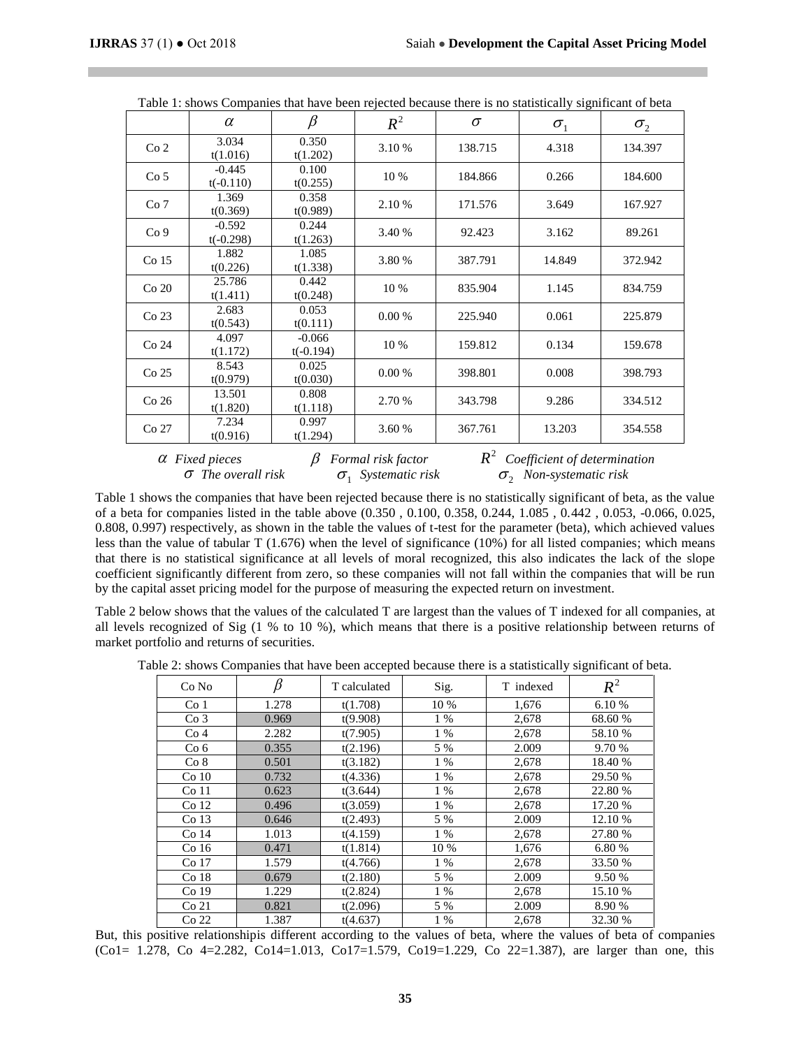Table 1: shows Companies that have been rejected because there is no statistically significant of beta

| | $\alpha$ | $\beta$ | $R^2$ | $\sigma$ | $\sigma_1$ | $\sigma_2$ |
|---|---|---|---|---|---|---|
| Co 2 | 3.034 t(1.016) | 0.350 t(1.202) | 3.10 % | 138.715 | 4.318 | 134.397 |
| Co 5 | -0.445 t(-0.110) | 0.100 t(0.255) | 10 % | 184.866 | 0.266 | 184.600 |
| Co 7 | 1.369 t(0.369) | 0.358 t(0.989) | 2.10 % | 171.576 | 3.649 | 167.927 |
| Co 9 | -0.592 t(-0.298) | 0.244 t(1.263) | 3.40 % | 92.423 | 3.162 | 89.261 |
| Co 15 | 1.882 t(0.226) | 1.085 t(1.338) | 3.80 % | 387.791 | 14.849 | 372.942 |
| Co 20 | 25.786 t(1.411) | 0.442 t(0.248) | 10 % | 835.904 | 1.145 | 834.759 |
| Co 23 | 2.683 t(0.543) | 0.053 t(0.111) | 0.00 % | 225.940 | 0.061 | 225.879 |
| Co 24 | 4.097 t(1.172) | -0.066 t(-0.194) | 10 % | 159.812 | 0.134 | 159.678 |
| Co 25 | 8.543 t(0.979) | 0.025 t(0.030) | 0.00 % | 398.801 | 0.008 | 398.793 |
| Co 26 | 13.501 t(1.820) | 0.808 t(1.118) | 2.70 % | 343.798 | 9.286 | 334.512 |
| Co 27 | 7.234 t(0.916) | 0.997 t(1.294) | 3.60 % | 367.761 | 13.203 | 354.558 |

*$\alpha$ Fixed pieces* *$\beta$ Formal risk factor* *$R^2$ Coefficient of determination*
*$\sigma$ The overall risk* *$\sigma_1$ Systematic risk* *$\sigma_2$ Non-systematic risk*

Table 1 shows the companies that have been rejected because there is no statistically significant of beta, as the value of a beta for companies listed in the table above (0.350 , 0.100, 0.358, 0.244, 1.085 , 0.442 , 0.053, -0.066, 0.025, 0.808, 0.997) respectively, as shown in the table the values of t-test for the parameter (beta), which achieved values less than the value of tabular T (1.676) when the level of significance (10%) for all listed companies; which means that there is no statistical significance at all levels of moral recognized, this also indicates the lack of the slope coefficient significantly different from zero, so these companies will not fall within the companies that will be run by the capital asset pricing model for the purpose of measuring the expected return on investment.

Table 2 below shows that the values of the calculated T are largest than the values of T indexed for all companies, at all levels recognized of Sig (1 % to 10 %), which means that there is a positive relationship between returns of market portfolio and returns of securities.

Table 2: shows Companies that have been accepted because there is a statistically significant of beta.

| Co No | $\beta$ | T calculated | Sig. | T indexed | $R^2$ |
|---|---|---|---|---|---|
| Co 1 | 1.278 | t(1.708) | 10 % | 1,676 | 6.10 % |
| Co 3 | 0.969 | t(9.908) | 1 % | 2,678 | 68.60 % |
| Co 4 | 2.282 | t(7.905) | 1 % | 2,678 | 58.10 % |
| Co 6 | 0.355 | t(2.196) | 5 % | 2.009 | 9.70 % |
| Co 8 | 0.501 | t(3.182) | 1 % | 2,678 | 18.40 % |
| Co 10 | 0.732 | t(4.336) | 1 % | 2,678 | 29.50 % |
| Co 11 | 0.623 | t(3.644) | 1 % | 2,678 | 22.80 % |
| Co 12 | 0.496 | t(3.059) | 1 % | 2,678 | 17.20 % |
| Co 13 | 0.646 | t(2.493) | 5 % | 2.009 | 12.10 % |
| Co 14 | 1.013 | t(4.159) | 1 % | 2,678 | 27.80 % |
| Co 16 | 0.471 | t(1.814) | 10 % | 1,676 | 6.80 % |
| Co 17 | 1.579 | t(4.766) | 1 % | 2,678 | 33.50 % |
| Co 18 | 0.679 | t(2.180) | 5 % | 2.009 | 9.50 % |
| Co 19 | 1.229 | t(2.824) | 1 % | 2,678 | 15.10 % |
| Co 21 | 0.821 | t(2.096) | 5 % | 2.009 | 8.90 % |
| Co 22 | 1.387 | t(4.637) | 1 % | 2,678 | 32.30 % |

But, this positive relationshipis different according to the values of beta, where the values of beta of companies (Co1= 1.278, Co 4=2.282, Co14=1.013, Co17=1.579, Co19=1.229, Co 22=1.387), are larger than one, this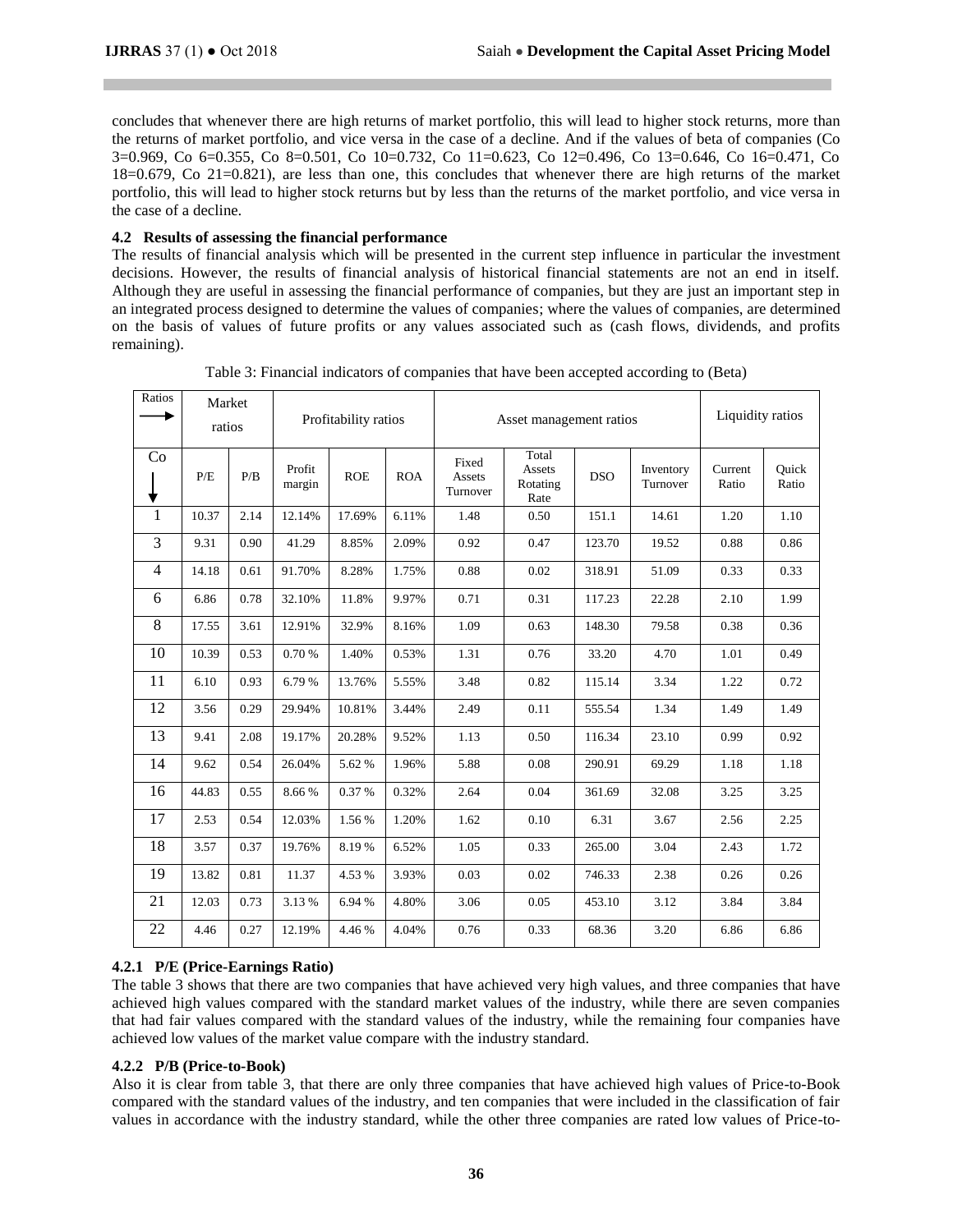concludes that whenever there are high returns of market portfolio, this will lead to higher stock returns, more than the returns of market portfolio, and vice versa in the case of a decline. And if the values of beta of companies (Co 3=0.969, Co 6=0.355, Co 8=0.501, Co 10=0.732, Co 11=0.623, Co 12=0.496, Co 13=0.646, Co 16=0.471, Co 18=0.679, Co 21=0.821), are less than one, this concludes that whenever there are high returns of the market portfolio, this will lead to higher stock returns but by less than the returns of the market portfolio, and vice versa in the case of a decline.

### 4.2 Results of assessing the financial performance

The results of financial analysis which will be presented in the current step influence in particular the investment decisions. However, the results of financial analysis of historical financial statements are not an end in itself. Although they are useful in assessing the financial performance of companies, but they are just an important step in an integrated process designed to determine the values of companies; where the values of companies, are determined on the basis of values of future profits or any values associated such as (cash flows, dividends, and profits remaining).

Table 3: Financial indicators of companies that have been accepted according to (Beta)

| Ratios → | Market ratios | | Profitability ratios | | | Asset management ratios | | | | Liquidity ratios | |
|---|---|---|---|---|---|---|---|---|---|---|---|
| Co ↓ | P/E | P/B | Profit margin | ROE | ROA | Fixed Assets Turnover | Total Assets Rotating Rate | DSO | Inventory Turnover | Current Ratio | Quick Ratio |
| 1 | 10.37 | 2.14 | 12.14% | 17.69% | 6.11% | 1.48 | 0.50 | 151.1 | 14.61 | 1.20 | 1.10 |
| 3 | 9.31 | 0.90 | 41.29 | 8.85% | 2.09% | 0.92 | 0.47 | 123.70 | 19.52 | 0.88 | 0.86 |
| 4 | 14.18 | 0.61 | 91.70% | 8.28% | 1.75% | 0.88 | 0.02 | 318.91 | 51.09 | 0.33 | 0.33 |
| 6 | 6.86 | 0.78 | 32.10% | 11.8% | 9.97% | 0.71 | 0.31 | 117.23 | 22.28 | 2.10 | 1.99 |
| 8 | 17.55 | 3.61 | 12.91% | 32.9% | 8.16% | 1.09 | 0.63 | 148.30 | 79.58 | 0.38 | 0.36 |
| 10 | 10.39 | 0.53 | 0.70 % | 1.40% | 0.53% | 1.31 | 0.76 | 33.20 | 4.70 | 1.01 | 0.49 |
| 11 | 6.10 | 0.93 | 6.79 % | 13.76% | 5.55% | 3.48 | 0.82 | 115.14 | 3.34 | 1.22 | 0.72 |
| 12 | 3.56 | 0.29 | 29.94% | 10.81% | 3.44% | 2.49 | 0.11 | 555.54 | 1.34 | 1.49 | 1.49 |
| 13 | 9.41 | 2.08 | 19.17% | 20.28% | 9.52% | 1.13 | 0.50 | 116.34 | 23.10 | 0.99 | 0.92 |
| 14 | 9.62 | 0.54 | 26.04% | 5.62 % | 1.96% | 5.88 | 0.08 | 290.91 | 69.29 | 1.18 | 1.18 |
| 16 | 44.83 | 0.55 | 8.66 % | 0.37 % | 0.32% | 2.64 | 0.04 | 361.69 | 32.08 | 3.25 | 3.25 |
| 17 | 2.53 | 0.54 | 12.03% | 1.56 % | 1.20% | 1.62 | 0.10 | 6.31 | 3.67 | 2.56 | 2.25 |
| 18 | 3.57 | 0.37 | 19.76% | 8.19 % | 6.52% | 1.05 | 0.33 | 265.00 | 3.04 | 2.43 | 1.72 |
| 19 | 13.82 | 0.81 | 11.37 | 4.53 % | 3.93% | 0.03 | 0.02 | 746.33 | 2.38 | 0.26 | 0.26 |
| 21 | 12.03 | 0.73 | 3.13 % | 6.94 % | 4.80% | 3.06 | 0.05 | 453.10 | 3.12 | 3.84 | 3.84 |
| 22 | 4.46 | 0.27 | 12.19% | 4.46 % | 4.04% | 0.76 | 0.33 | 68.36 | 3.20 | 6.86 | 6.86 |

#### 4.2.1 P/E (Price-Earnings Ratio)

The table 3 shows that there are two companies that have achieved very high values, and three companies that have achieved high values compared with the standard market values of the industry, while there are seven companies that had fair values compared with the standard values of the industry, while the remaining four companies have achieved low values of the market value compare with the industry standard.

#### 4.2.2 P/B (Price-to-Book)

Also it is clear from table 3, that there are only three companies that have achieved high values of Price-to-Book compared with the standard values of the industry, and ten companies that were included in the classification of fair values in accordance with the industry standard, while the other three companies are rated low values of Price-to-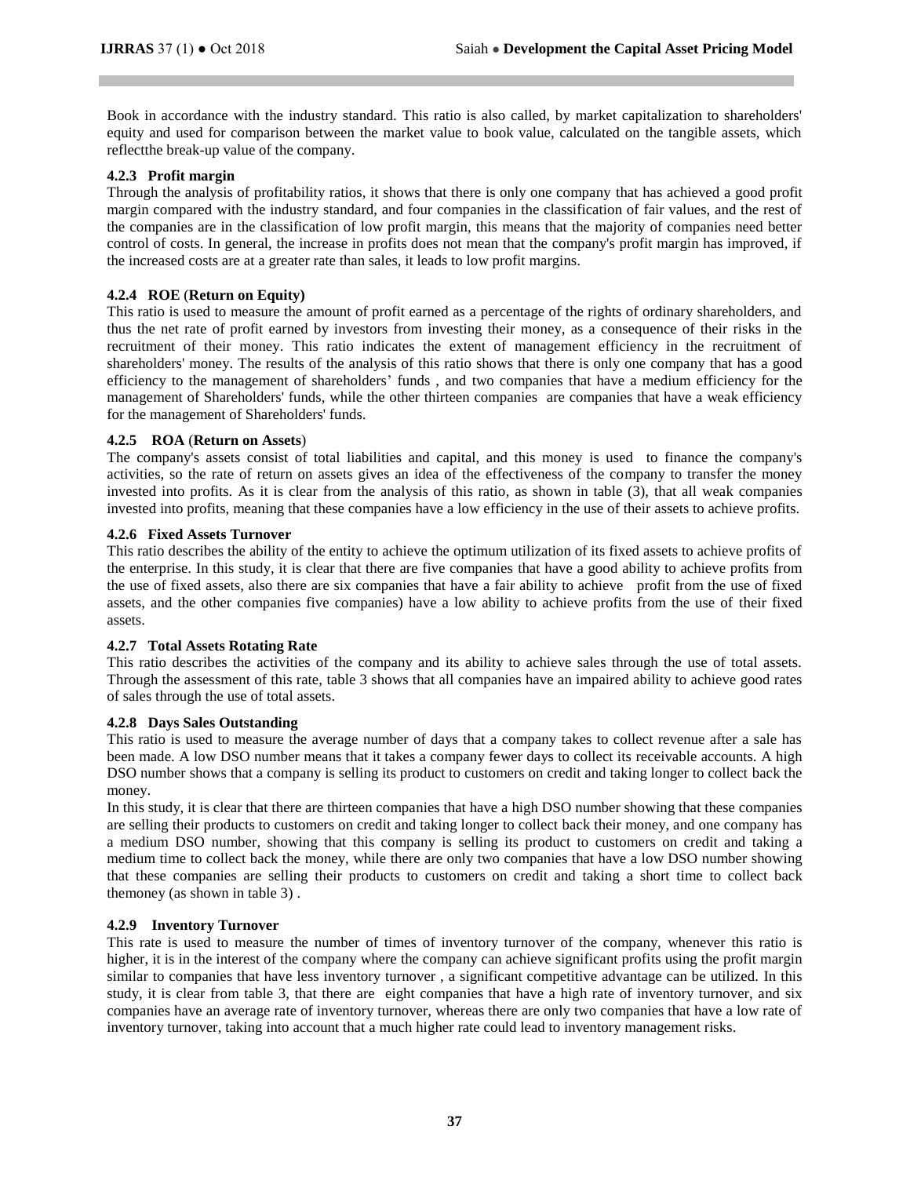Book in accordance with the industry standard. This ratio is also called, by market capitalization to shareholders' equity and used for comparison between the market value to book value, calculated on the tangible assets, which reflectthe break-up value of the company.

#### 4.2.3 Profit margin

Through the analysis of profitability ratios, it shows that there is only one company that has achieved a good profit margin compared with the industry standard, and four companies in the classification of fair values, and the rest of the companies are in the classification of low profit margin, this means that the majority of companies need better control of costs. In general, the increase in profits does not mean that the company's profit margin has improved, if the increased costs are at a greater rate than sales, it leads to low profit margins.

#### 4.2.4 ROE (Return on Equity)

This ratio is used to measure the amount of profit earned as a percentage of the rights of ordinary shareholders, and thus the net rate of profit earned by investors from investing their money, as a consequence of their risks in the recruitment of their money. This ratio indicates the extent of management efficiency in the recruitment of shareholders' money. The results of the analysis of this ratio shows that there is only one company that has a good efficiency to the management of shareholders' funds , and two companies that have a medium efficiency for the management of Shareholders' funds, while the other thirteen companies are companies that have a weak efficiency for the management of Shareholders' funds.

#### 4.2.5 ROA (Return on Assets)

The company's assets consist of total liabilities and capital, and this money is used to finance the company's activities, so the rate of return on assets gives an idea of the effectiveness of the company to transfer the money invested into profits. As it is clear from the analysis of this ratio, as shown in table (3), that all weak companies invested into profits, meaning that these companies have a low efficiency in the use of their assets to achieve profits.

#### 4.2.6 Fixed Assets Turnover

This ratio describes the ability of the entity to achieve the optimum utilization of its fixed assets to achieve profits of the enterprise. In this study, it is clear that there are five companies that have a good ability to achieve profits from the use of fixed assets, also there are six companies that have a fair ability to achieve profit from the use of fixed assets, and the other companies five companies) have a low ability to achieve profits from the use of their fixed assets.

#### 4.2.7 Total Assets Rotating Rate

This ratio describes the activities of the company and its ability to achieve sales through the use of total assets. Through the assessment of this rate, table 3 shows that all companies have an impaired ability to achieve good rates of sales through the use of total assets.

#### 4.2.8 Days Sales Outstanding

This ratio is used to measure the average number of days that a company takes to collect revenue after a sale has been made. A low DSO number means that it takes a company fewer days to collect its receivable accounts. A high DSO number shows that a company is selling its product to customers on credit and taking longer to collect back the money.

In this study, it is clear that there are thirteen companies that have a high DSO number showing that these companies are selling their products to customers on credit and taking longer to collect back their money, and one company has a medium DSO number, showing that this company is selling its product to customers on credit and taking a medium time to collect back the money, while there are only two companies that have a low DSO number showing that these companies are selling their products to customers on credit and taking a short time to collect back themoney (as shown in table 3) .

#### 4.2.9 Inventory Turnover

This rate is used to measure the number of times of inventory turnover of the company, whenever this ratio is higher, it is in the interest of the company where the company can achieve significant profits using the profit margin similar to companies that have less inventory turnover , a significant competitive advantage can be utilized. In this study, it is clear from table 3, that there are eight companies that have a high rate of inventory turnover, and six companies have an average rate of inventory turnover, whereas there are only two companies that have a low rate of inventory turnover, taking into account that a much higher rate could lead to inventory management risks.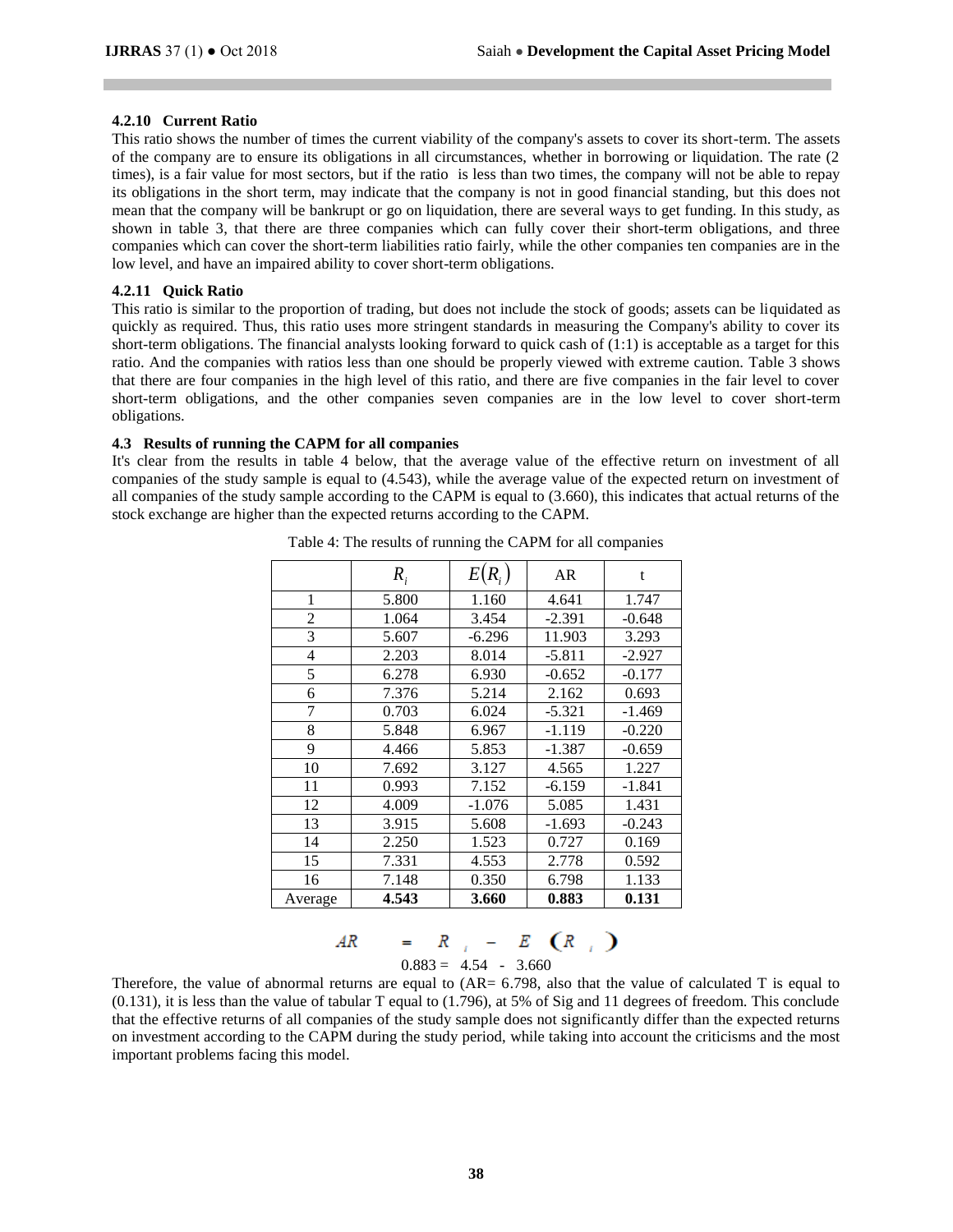#### 4.2.10 Current Ratio

This ratio shows the number of times the current viability of the company's assets to cover its short-term. The assets of the company are to ensure its obligations in all circumstances, whether in borrowing or liquidation. The rate (2 times), is a fair value for most sectors, but if the ratio is less than two times, the company will not be able to repay its obligations in the short term, may indicate that the company is not in good financial standing, but this does not mean that the company will be bankrupt or go on liquidation, there are several ways to get funding. In this study, as shown in table 3, that there are three companies which can fully cover their short-term obligations, and three companies which can cover the short-term liabilities ratio fairly, while the other companies ten companies are in the low level, and have an impaired ability to cover short-term obligations.

#### 4.2.11 Quick Ratio

This ratio is similar to the proportion of trading, but does not include the stock of goods; assets can be liquidated as quickly as required. Thus, this ratio uses more stringent standards in measuring the Company's ability to cover its short-term obligations. The financial analysts looking forward to quick cash of (1:1) is acceptable as a target for this ratio. And the companies with ratios less than one should be properly viewed with extreme caution. Table 3 shows that there are four companies in the high level of this ratio, and there are five companies in the fair level to cover short-term obligations, and the other companies seven companies are in the low level to cover short-term obligations.

### 4.3 Results of running the CAPM for all companies

It's clear from the results in table 4 below, that the average value of the effective return on investment of all companies of the study sample is equal to (4.543), while the average value of the expected return on investment of all companies of the study sample according to the CAPM is equal to (3.660), this indicates that actual returns of the stock exchange are higher than the expected returns according to the CAPM.

Table 4: The results of running the CAPM for all companies

| | $R_i$ | $E(R_i)$ | AR | t |
|---|---|---|---|---|
| 1 | 5.800 | 1.160 | 4.641 | 1.747 |
| 2 | 1.064 | 3.454 | -2.391 | -0.648 |
| 3 | 5.607 | -6.296 | 11.903 | 3.293 |
| 4 | 2.203 | 8.014 | -5.811 | -2.927 |
| 5 | 6.278 | 6.930 | -0.652 | -0.177 |
| 6 | 7.376 | 5.214 | 2.162 | 0.693 |
| 7 | 0.703 | 6.024 | -5.321 | -1.469 |
| 8 | 5.848 | 6.967 | -1.119 | -0.220 |
| 9 | 4.466 | 5.853 | -1.387 | -0.659 |
| 10 | 7.692 | 3.127 | 4.565 | 1.227 |
| 11 | 0.993 | 7.152 | -6.159 | -1.841 |
| 12 | 4.009 | -1.076 | 5.085 | 1.431 |
| 13 | 3.915 | 5.608 | -1.693 | -0.243 |
| 14 | 2.250 | 1.523 | 0.727 | 0.169 |
| 15 | 7.331 | 4.553 | 2.778 | 0.592 |
| 16 | 7.148 | 0.350 | 6.798 | 1.133 |
| Average | **4.543** | **3.660** | **0.883** | **0.131** |

$$AR = R_i - E(R_i)$$

$$0.883 = 4.54 - 3.660$$

Therefore, the value of abnormal returns are equal to (AR= 6.798, also that the value of calculated T is equal to (0.131), it is less than the value of tabular T equal to (1.796), at 5% of Sig and 11 degrees of freedom. This conclude that the effective returns of all companies of the study sample does not significantly differ than the expected returns on investment according to the CAPM during the study period, while taking into account the criticisms and the most important problems facing this model.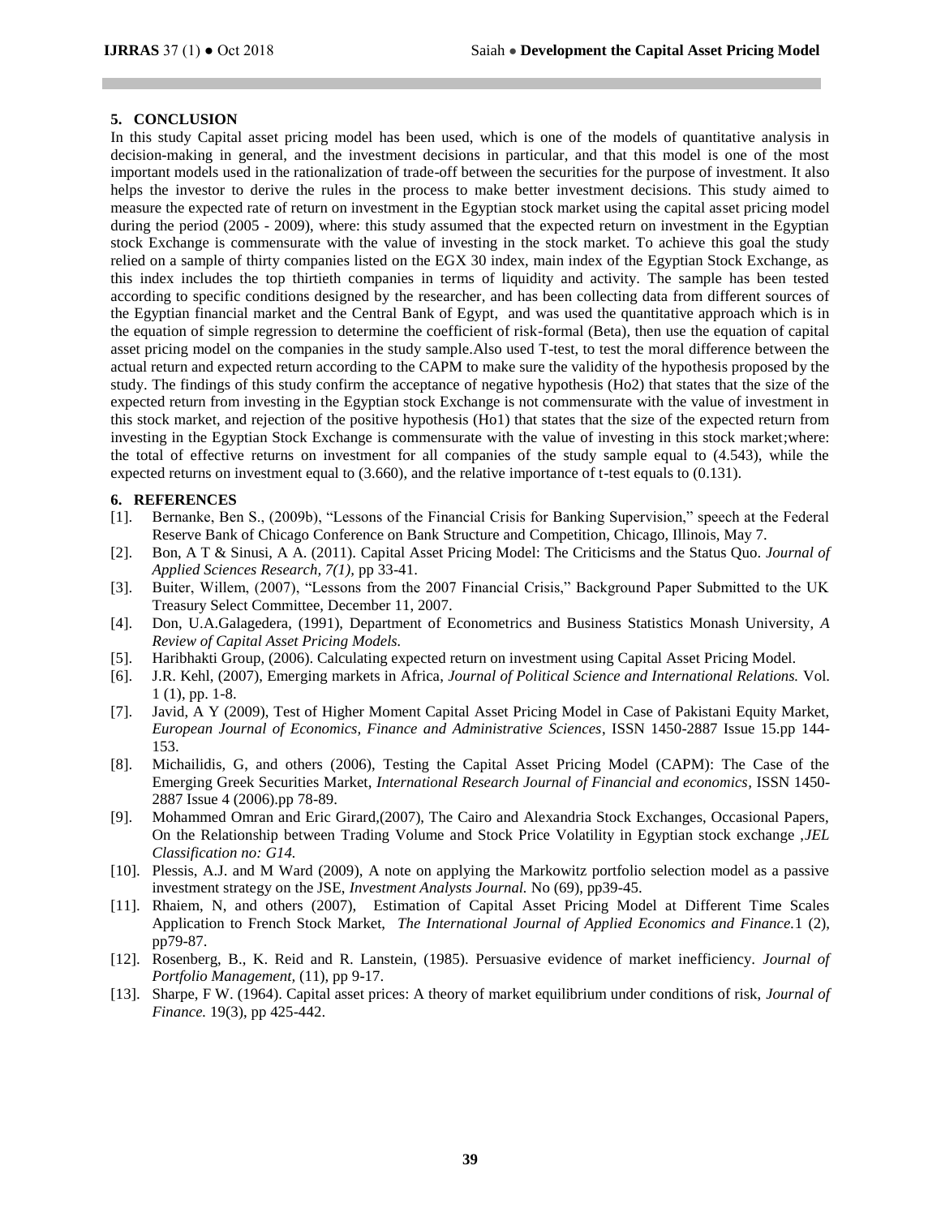## 5. CONCLUSION

In this study Capital asset pricing model has been used, which is one of the models of quantitative analysis in decision-making in general, and the investment decisions in particular, and that this model is one of the most important models used in the rationalization of trade-off between the securities for the purpose of investment. It also helps the investor to derive the rules in the process to make better investment decisions. This study aimed to measure the expected rate of return on investment in the Egyptian stock market using the capital asset pricing model during the period (2005 - 2009), where: this study assumed that the expected return on investment in the Egyptian stock Exchange is commensurate with the value of investing in the stock market. To achieve this goal the study relied on a sample of thirty companies listed on the EGX 30 index, main index of the Egyptian Stock Exchange, as this index includes the top thirtieth companies in terms of liquidity and activity. The sample has been tested according to specific conditions designed by the researcher, and has been collecting data from different sources of the Egyptian financial market and the Central Bank of Egypt, and was used the quantitative approach which is in the equation of simple regression to determine the coefficient of risk-formal (Beta), then use the equation of capital asset pricing model on the companies in the study sample.Also used T-test, to test the moral difference between the actual return and expected return according to the CAPM to make sure the validity of the hypothesis proposed by the study. The findings of this study confirm the acceptance of negative hypothesis (Ho2) that states that the size of the expected return from investing in the Egyptian stock Exchange is not commensurate with the value of investment in this stock market, and rejection of the positive hypothesis (Ho1) that states that the size of the expected return from investing in the Egyptian Stock Exchange is commensurate with the value of investing in this stock market;where: the total of effective returns on investment for all companies of the study sample equal to (4.543), while the expected returns on investment equal to (3.660), and the relative importance of t-test equals to (0.131).

## 6. REFERENCES

[1]. Bernanke, Ben S., (2009b), "Lessons of the Financial Crisis for Banking Supervision," speech at the Federal Reserve Bank of Chicago Conference on Bank Structure and Competition, Chicago, Illinois, May 7.

[2]. Bon, A T & Sinusi, A A. (2011). Capital Asset Pricing Model: The Criticisms and the Status Quo. *Journal of Applied Sciences Research, 7(1),* pp 33-41.

[3]. Buiter, Willem, (2007), "Lessons from the 2007 Financial Crisis," Background Paper Submitted to the UK Treasury Select Committee, December 11, 2007.

[4]. Don, U.A.Galagedera, (1991), Department of Econometrics and Business Statistics Monash University, *A Review of Capital Asset Pricing Models.*

[5]. Haribhakti Group, (2006). Calculating expected return on investment using Capital Asset Pricing Model.

[6]. J.R. Kehl, (2007), Emerging markets in Africa, *Journal of Political Science and International Relations.* Vol. 1 (1), pp. 1-8.

[7]. Javid, A Y (2009), Test of Higher Moment Capital Asset Pricing Model in Case of Pakistani Equity Market, *European Journal of Economics, Finance and Administrative Sciences*, ISSN 1450-2887 Issue 15.pp 144-153.

[8]. Michailidis, G, and others (2006), Testing the Capital Asset Pricing Model (CAPM): The Case of the Emerging Greek Securities Market, *International Research Journal of Financial and economics*, ISSN 1450-2887 Issue 4 (2006).pp 78-89.

[9]. Mohammed Omran and Eric Girard,(2007), The Cairo and Alexandria Stock Exchanges, Occasional Papers, On the Relationship between Trading Volume and Stock Price Volatility in Egyptian stock exchange ,*JEL Classification no: G14.*

[10]. Plessis, A.J. and M Ward (2009), A note on applying the Markowitz portfolio selection model as a passive investment strategy on the JSE, *Investment Analysts Journal.* No (69), pp39-45.

[11]. Rhaiem, N, and others (2007), Estimation of Capital Asset Pricing Model at Different Time Scales Application to French Stock Market, *The International Journal of Applied Economics and Finance.*1 (2), pp79-87.

[12]. Rosenberg, B., K. Reid and R. Lanstein, (1985). Persuasive evidence of market inefficiency. *Journal of Portfolio Management*, (11), pp 9-17.

[13]. Sharpe, F W. (1964). Capital asset prices: A theory of market equilibrium under conditions of risk, *Journal of Finance.* 19(3), pp 425-442.